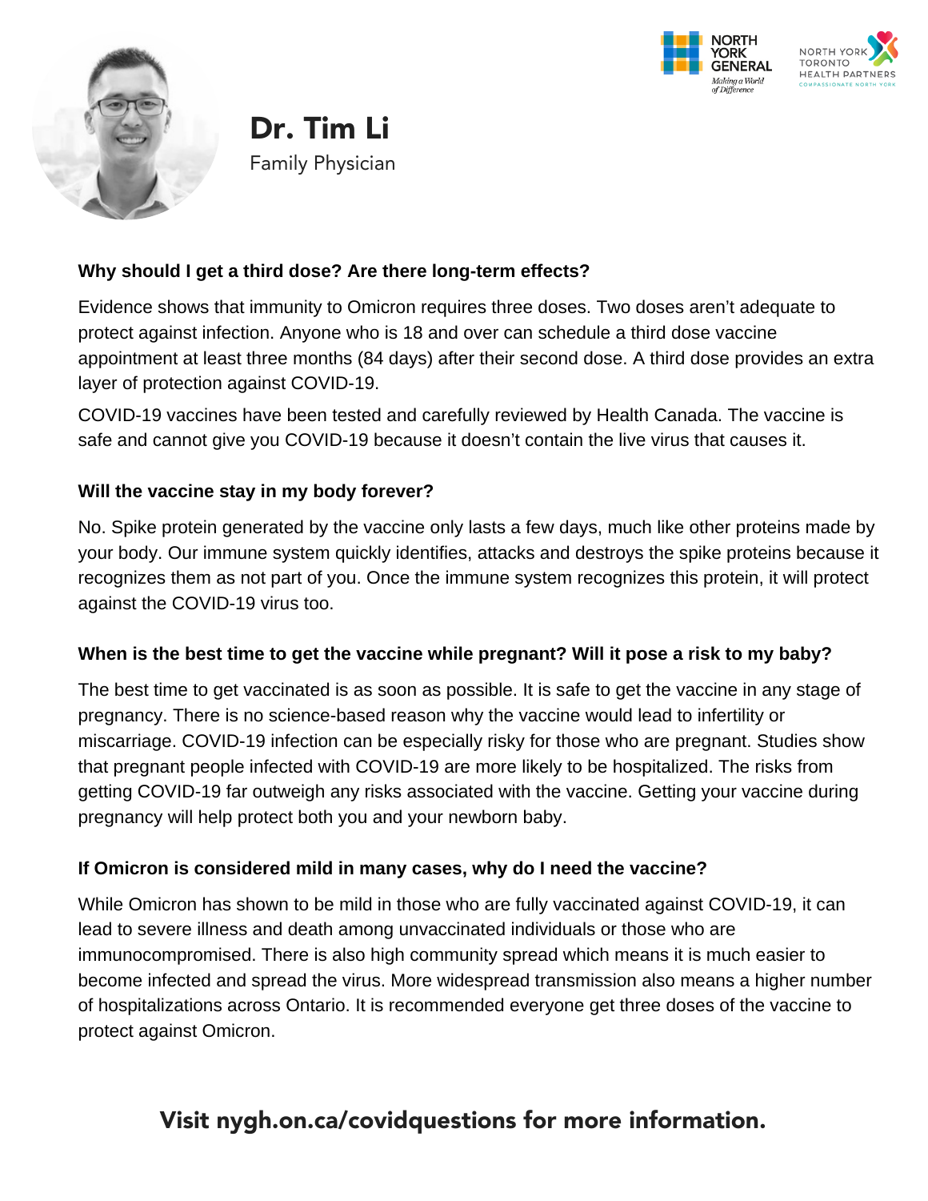# Dr. Tim Li

Family Physician

### Why should I get a third dose? Are there long-term effects?

Evidence shows that immunity to Omicron requires three doses. Two doses aren't adequate to protect against infection. Anyone who is 18 and over can schedule a third dose vaccine appointment at least three months (84 days) after their second dose. A third dose provides an extra layer of protection against COVID-19.

COVID-19 vaccines have been tested and carefully reviewed by Health Canada. The vaccine is safe and cannot give you COVID-19 because it doesn't contain the live virus that causes it.

### Will the vaccine stay in my body forever?

No. Spike protein generated by the vaccine only lasts a few days, much like other proteins made by your body. Our immune system quickly identifies, attacks and destroys the spike proteins because it recognizes them as not part of you. Once the immune system recognizes this protein, it will protect against the COVID-19 virus too.

### When is the best time to get the vaccine while pregnant? Will it pose a risk to my baby?

The best time to get vaccinated is as soon as possible. It is safe to get the vaccine in any stage of pregnancy. There is no science-based reason why the vaccine would lead to infertility or miscarriage. COVID-19 infection can be especially risky for those who are pregnant. Studies show that pregnant people infected with COVID-19 are more likely to be hospitalized. The risks from getting COVID-19 far outweigh any risks associated with the vaccine. Getting your vaccine during pregnancy will help protect both you and your newborn baby.

### If Omicron is considered mild in many cases, why do I need the vaccine?

While Omicron has shown to be mild in those who are fully vaccinated against COVID-19, it can lead to severe illness and death among unvaccinated individuals or those who are immunocompromised. There is also high community spread which means it is much easier to become infected and spread the virus. More widespread transmission also means a higher number of hospitalizations across Ontario. It is recommended everyone get three doses of the vaccine to protect against Omicron.

**Visit nygh.on.ca/covidquestions for more information.**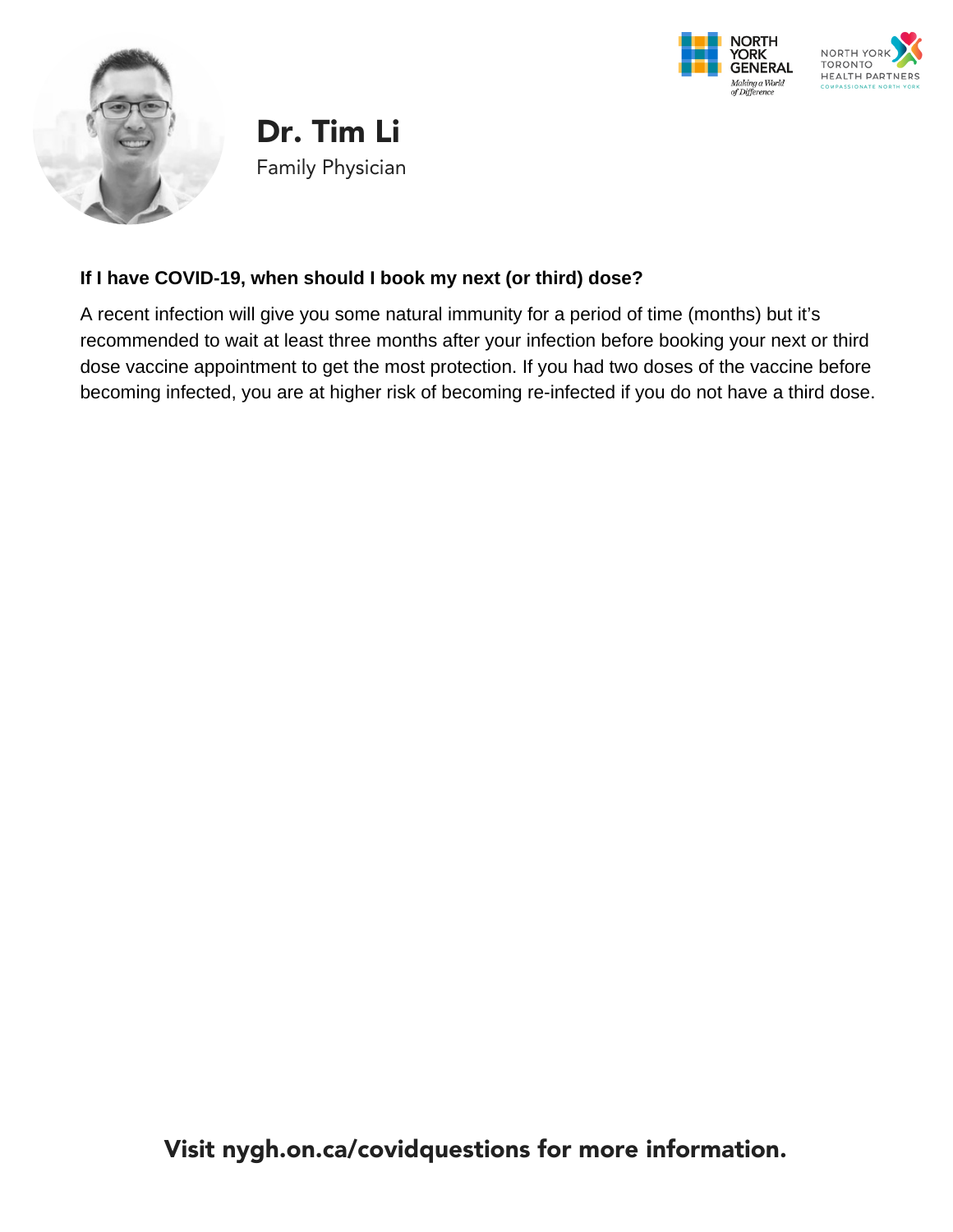# Dr. Tim Li

Family Physician

**If I have COVID-19, when should I book my next (or third) dose?**

A recent infection will give you some natural immunity for a period of time (months) but it's recommended to wait at least three months after your infection before booking your next or third dose vaccine appointment to get the most protection. If you had two doses of the vaccine before becoming infected, you are at higher risk of becoming re-infected if you do not have a third dose.

**Visit nygh.on.ca/covidquestions for more information.**